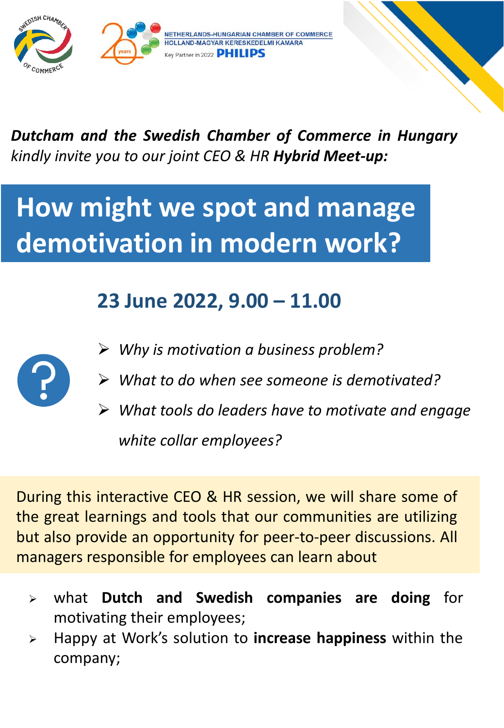SWEDISH CHAMBER OF COMMERCE

NETHERLANDS-HUNGARIAN CHAMBER OF COMMERCE
HOLLAND-MAGYAR KERESKEDELMI KAMARA
Key Partner in 2022 PHILIPS

***Dutcham and the Swedish Chamber of Commerce in Hungary***
*kindly invite you to our joint CEO & HR* ***Hybrid Meet-up:***

# How might we spot and manage demotivation in modern work?

## 23 June 2022, 9.00 – 11.00

- *Why is motivation a business problem?*
- *What to do when see someone is demotivated?*
- *What tools do leaders have to motivate and engage white collar employees?*

During this interactive CEO & HR session, we will share some of the great learnings and tools that our communities are utilizing but also provide an opportunity for peer-to-peer discussions. All managers responsible for employees can learn about

- what **Dutch and Swedish companies are doing** for motivating their employees;
- Happy at Work's solution to **increase happiness** within the company;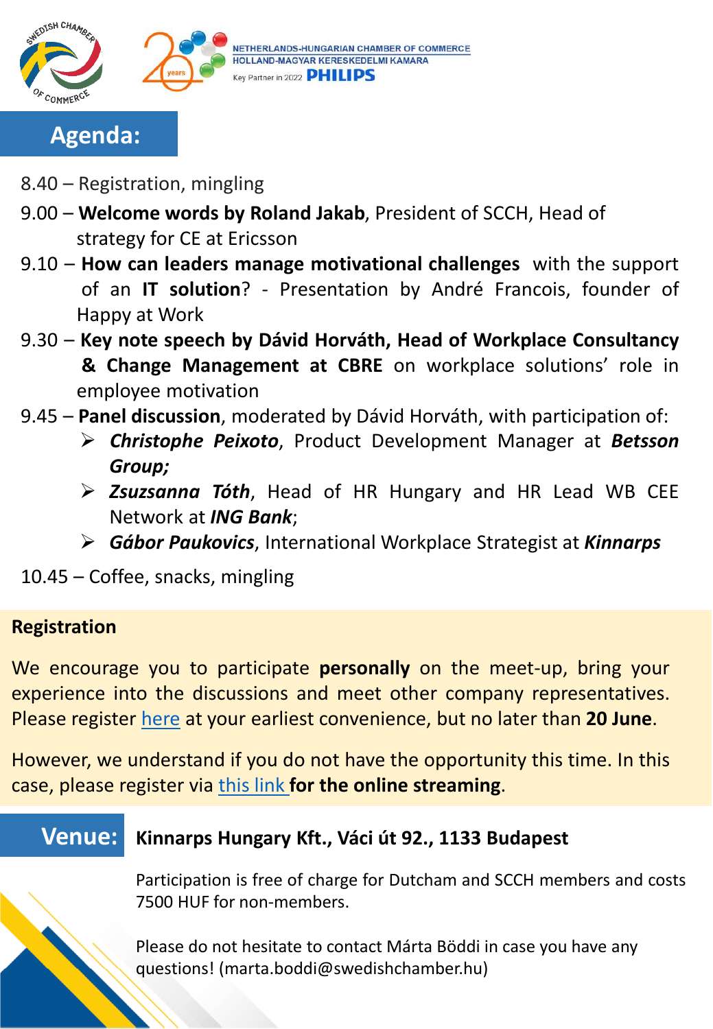NETHERLANDS-HUNGARIAN CHAMBER OF COMMERCE
HOLLAND-MAGYAR KERESKEDELMI KAMARA
Key Partner in 2022 PHILIPS

## Agenda:

8.40 – Registration, mingling

9.00 – **Welcome words by Roland Jakab**, President of SCCH, Head of strategy for CE at Ericsson

9.10 – **How can leaders manage motivational challenges** with the support of an **IT solution**? - Presentation by André Francois, founder of Happy at Work

9.30 – **Key note speech by Dávid Horváth, Head of Workplace Consultancy & Change Management at CBRE** on workplace solutions' role in employee motivation

9.45 – **Panel discussion**, moderated by Dávid Horváth, with participation of:

- ***Christophe Peixoto***, Product Development Manager at ***Betsson Group;***
- ***Zsuzsanna Tóth***, Head of HR Hungary and HR Lead WB CEE Network at ***ING Bank***;
- ***Gábor Paukovics***, International Workplace Strategist at ***Kinnarps***

10.45 – Coffee, snacks, mingling

**Registration**

We encourage you to participate **personally** on the meet-up, bring your experience into the discussions and meet other company representatives. Please register here at your earliest convenience, but no later than **20 June**.

However, we understand if you do not have the opportunity this time. In this case, please register via this link **for the online streaming**.

## Venue: **Kinnarps Hungary Kft., Váci út 92., 1133 Budapest**

Participation is free of charge for Dutcham and SCCH members and costs 7500 HUF for non-members.

Please do not hesitate to contact Márta Böddi in case you have any questions! (marta.boddi@swedishchamber.hu)